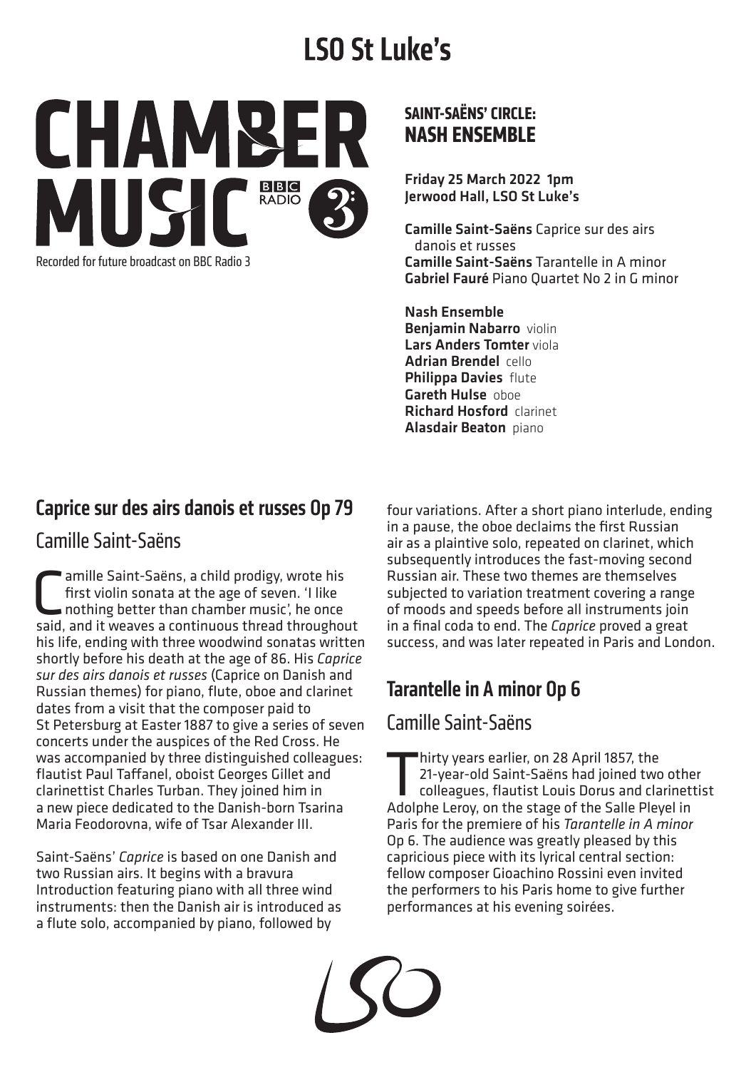# LSO St Luke's

# CHAMBER MUSIC

Recorded for future broadcast on BBC Radio 3

## SAINT-SAËNS' CIRCLE: NASH ENSEMBLE

**Friday 25 March 2022 1pm**
**Jerwood Hall, LSO St Luke's**

**Camille Saint-Saëns** Caprice sur des airs danois et russes
**Camille Saint-Saëns** Tarantelle in A minor
**Gabriel Fauré** Piano Quartet No 2 in G minor

**Nash Ensemble**
**Benjamin Nabarro** violin
**Lars Anders Tomter** viola
**Adrian Brendel** cello
**Philippa Davies** flute
**Gareth Hulse** oboe
**Richard Hosford** clarinet
**Alasdair Beaton** piano

## Caprice sur des airs danois et russes Op 79

### Camille Saint-Saëns

Camille Saint-Saëns, a child prodigy, wrote his first violin sonata at the age of seven. 'I like nothing better than chamber music', he once said, and it weaves a continuous thread throughout his life, ending with three woodwind sonatas written shortly before his death at the age of 86. His *Caprice sur des airs danois et russes* (Caprice on Danish and Russian themes) for piano, flute, oboe and clarinet dates from a visit that the composer paid to St Petersburg at Easter 1887 to give a series of seven concerts under the auspices of the Red Cross. He was accompanied by three distinguished colleagues: flautist Paul Taffanel, oboist Georges Gillet and clarinettist Charles Turban. They joined him in a new piece dedicated to the Danish-born Tsarina Maria Feodorovna, wife of Tsar Alexander III.

Saint-Saëns' *Caprice* is based on one Danish and two Russian airs. It begins with a bravura Introduction featuring piano with all three wind instruments: then the Danish air is introduced as a flute solo, accompanied by piano, followed by four variations. After a short piano interlude, ending in a pause, the oboe declaims the first Russian air as a plaintive solo, repeated on clarinet, which subsequently introduces the fast-moving second Russian air. These two themes are themselves subjected to variation treatment covering a range of moods and speeds before all instruments join in a final coda to end. The *Caprice* proved a great success, and was later repeated in Paris and London.

## Tarantelle in A minor Op 6

### Camille Saint-Saëns

Thirty years earlier, on 28 April 1857, the 21-year-old Saint-Saëns had joined two other colleagues, flautist Louis Dorus and clarinettist Adolphe Leroy, on the stage of the Salle Pleyel in Paris for the premiere of his *Tarantelle in A minor* Op 6. The audience was greatly pleased by this capricious piece with its lyrical central section: fellow composer Gioachino Rossini even invited the performers to his Paris home to give further performances at his evening soirées.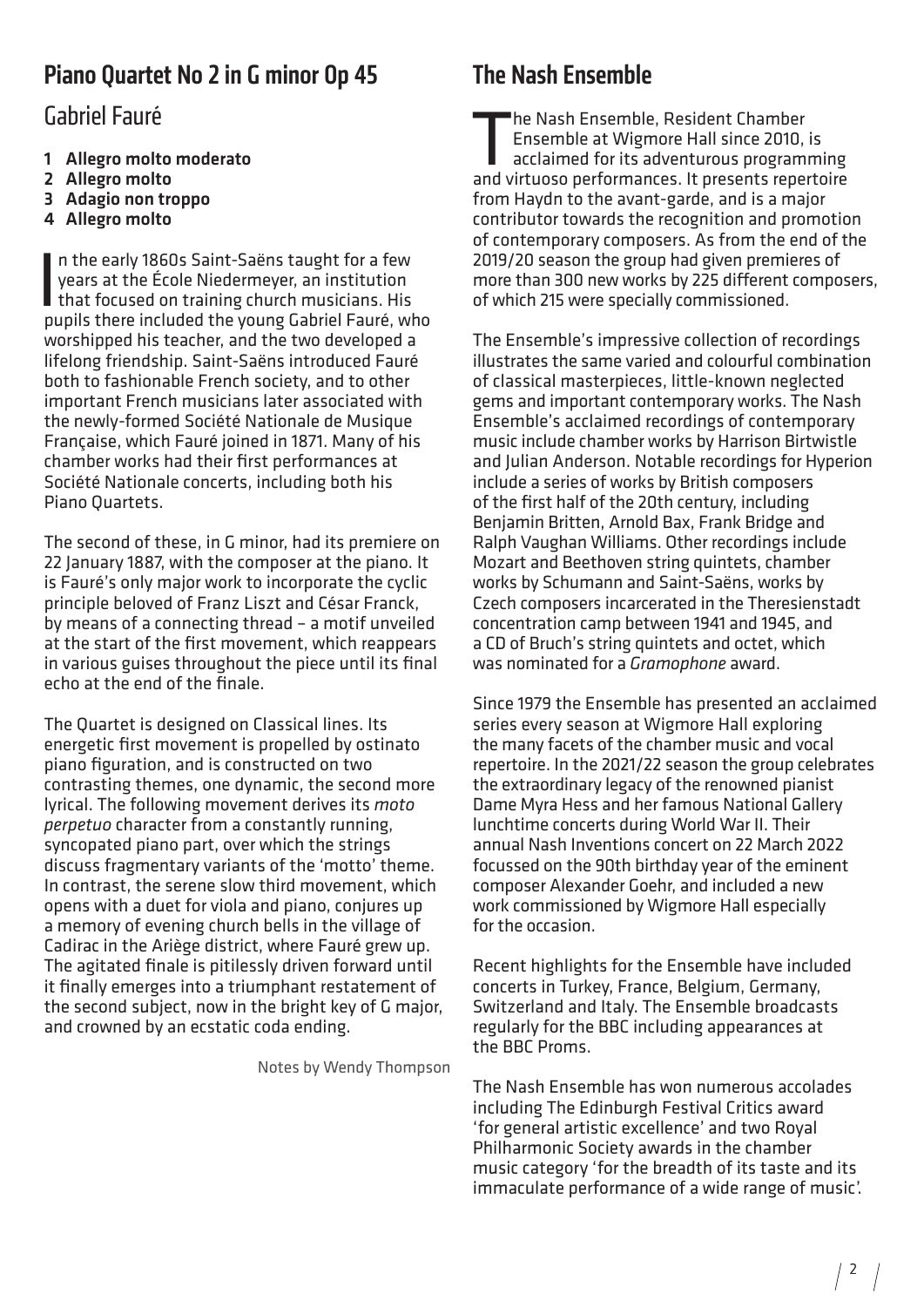## Piano Quartet No 2 in G minor Op 45

### Gabriel Fauré

1. **Allegro molto moderato**
2. **Allegro molto**
3. **Adagio non troppo**
4. **Allegro molto**

In the early 1860s Saint-Saëns taught for a few years at the École Niedermeyer, an institution that focused on training church musicians. His pupils there included the young Gabriel Fauré, who worshipped his teacher, and the two developed a lifelong friendship. Saint-Saëns introduced Fauré both to fashionable French society, and to other important French musicians later associated with the newly-formed Société Nationale de Musique Française, which Fauré joined in 1871. Many of his chamber works had their first performances at Société Nationale concerts, including both his Piano Quartets.

The second of these, in G minor, had its premiere on 22 January 1887, with the composer at the piano. It is Fauré's only major work to incorporate the cyclic principle beloved of Franz Liszt and César Franck, by means of a connecting thread – a motif unveiled at the start of the first movement, which reappears in various guises throughout the piece until its final echo at the end of the finale.

The Quartet is designed on Classical lines. Its energetic first movement is propelled by ostinato piano figuration, and is constructed on two contrasting themes, one dynamic, the second more lyrical. The following movement derives its *moto perpetuo* character from a constantly running, syncopated piano part, over which the strings discuss fragmentary variants of the 'motto' theme. In contrast, the serene slow third movement, which opens with a duet for viola and piano, conjures up a memory of evening church bells in the village of Cadirac in the Ariège district, where Fauré grew up. The agitated finale is pitilessly driven forward until it finally emerges into a triumphant restatement of the second subject, now in the bright key of G major, and crowned by an ecstatic coda ending.

Notes by Wendy Thompson

## The Nash Ensemble

The Nash Ensemble, Resident Chamber Ensemble at Wigmore Hall since 2010, is acclaimed for its adventurous programming and virtuoso performances. It presents repertoire from Haydn to the avant-garde, and is a major contributor towards the recognition and promotion of contemporary composers. As from the end of the 2019/20 season the group had given premieres of more than 300 new works by 225 different composers, of which 215 were specially commissioned.

The Ensemble's impressive collection of recordings illustrates the same varied and colourful combination of classical masterpieces, little-known neglected gems and important contemporary works. The Nash Ensemble's acclaimed recordings of contemporary music include chamber works by Harrison Birtwistle and Julian Anderson. Notable recordings for Hyperion include a series of works by British composers of the first half of the 20th century, including Benjamin Britten, Arnold Bax, Frank Bridge and Ralph Vaughan Williams. Other recordings include Mozart and Beethoven string quintets, chamber works by Schumann and Saint-Saëns, works by Czech composers incarcerated in the Theresienstadt concentration camp between 1941 and 1945, and a CD of Bruch's string quintets and octet, which was nominated for a *Gramophone* award.

Since 1979 the Ensemble has presented an acclaimed series every season at Wigmore Hall exploring the many facets of the chamber music and vocal repertoire. In the 2021/22 season the group celebrates the extraordinary legacy of the renowned pianist Dame Myra Hess and her famous National Gallery lunchtime concerts during World War II. Their annual Nash Inventions concert on 22 March 2022 focussed on the 90th birthday year of the eminent composer Alexander Goehr, and included a new work commissioned by Wigmore Hall especially for the occasion.

Recent highlights for the Ensemble have included concerts in Turkey, France, Belgium, Germany, Switzerland and Italy. The Ensemble broadcasts regularly for the BBC including appearances at the BBC Proms.

The Nash Ensemble has won numerous accolades including The Edinburgh Festival Critics award 'for general artistic excellence' and two Royal Philharmonic Society awards in the chamber music category 'for the breadth of its taste and its immaculate performance of a wide range of music'.